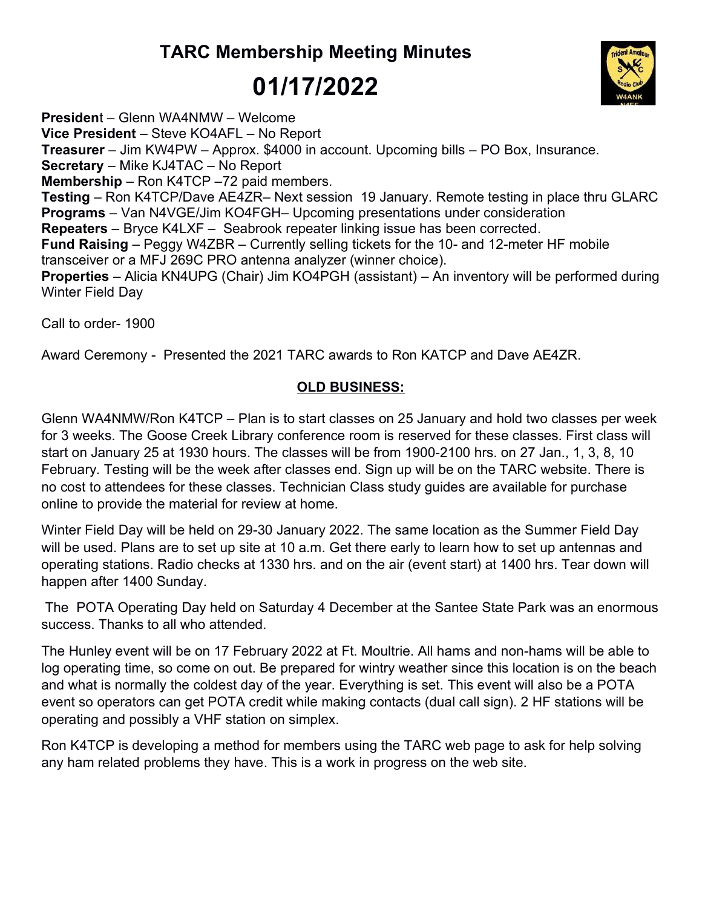# TARC Membership Meeting Minutes

# 01/17/2022

**President** – Glenn WA4NMW – Welcome
**Vice President** – Steve KO4AFL – No Report
**Treasurer** – Jim KW4PW – Approx. $4000 in account. Upcoming bills – PO Box, Insurance.
**Secretary** – Mike KJ4TAC – No Report
**Membership** – Ron K4TCP –72 paid members.
**Testing** – Ron K4TCP/Dave AE4ZR– Next session 19 January. Remote testing in place thru GLARC
**Programs** – Van N4VGE/Jim KO4FGH– Upcoming presentations under consideration
**Repeaters** – Bryce K4LXF – Seabrook repeater linking issue has been corrected.
**Fund Raising** – Peggy W4ZBR – Currently selling tickets for the 10- and 12-meter HF mobile transceiver or a MFJ 269C PRO antenna analyzer (winner choice).
**Properties** – Alicia KN4UPG (Chair) Jim KO4PGH (assistant) – An inventory will be performed during Winter Field Day

Call to order- 1900

Award Ceremony - Presented the 2021 TARC awards to Ron KATCP and Dave AE4ZR.

## OLD BUSINESS:

Glenn WA4NMW/Ron K4TCP – Plan is to start classes on 25 January and hold two classes per week for 3 weeks. The Goose Creek Library conference room is reserved for these classes. First class will start on January 25 at 1930 hours. The classes will be from 1900-2100 hrs. on 27 Jan., 1, 3, 8, 10 February. Testing will be the week after classes end. Sign up will be on the TARC website. There is no cost to attendees for these classes. Technician Class study guides are available for purchase online to provide the material for review at home.

Winter Field Day will be held on 29-30 January 2022. The same location as the Summer Field Day will be used. Plans are to set up site at 10 a.m. Get there early to learn how to set up antennas and operating stations. Radio checks at 1330 hrs. and on the air (event start) at 1400 hrs. Tear down will happen after 1400 Sunday.

The POTA Operating Day held on Saturday 4 December at the Santee State Park was an enormous success. Thanks to all who attended.

The Hunley event will be on 17 February 2022 at Ft. Moultrie. All hams and non-hams will be able to log operating time, so come on out. Be prepared for wintry weather since this location is on the beach and what is normally the coldest day of the year. Everything is set. This event will also be a POTA event so operators can get POTA credit while making contacts (dual call sign). 2 HF stations will be operating and possibly a VHF station on simplex.

Ron K4TCP is developing a method for members using the TARC web page to ask for help solving any ham related problems they have. This is a work in progress on the web site.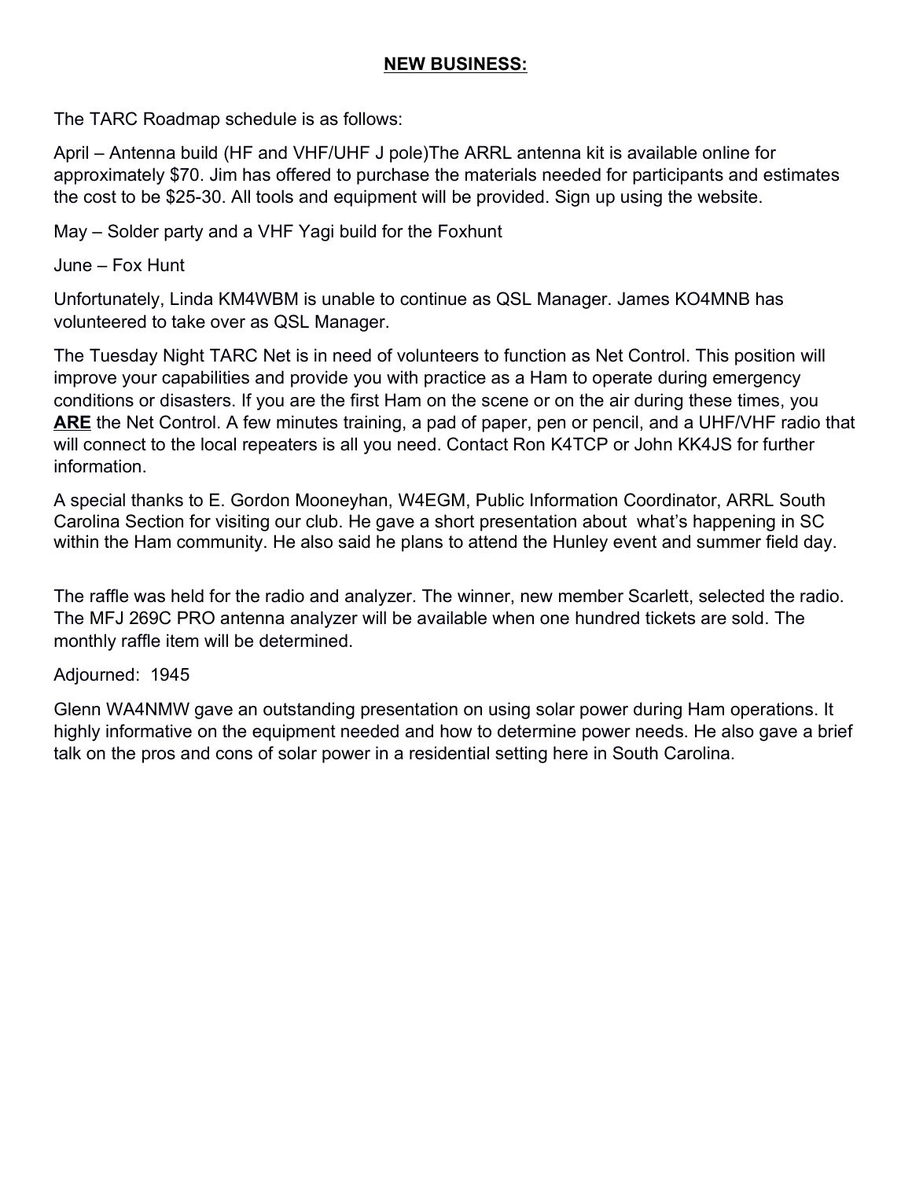**NEW BUSINESS:**

The TARC Roadmap schedule is as follows:

April – Antenna build (HF and VHF/UHF J pole)The ARRL antenna kit is available online for approximately $70. Jim has offered to purchase the materials needed for participants and estimates the cost to be $25-30. All tools and equipment will be provided. Sign up using the website.

May – Solder party and a VHF Yagi build for the Foxhunt

June – Fox Hunt

Unfortunately, Linda KM4WBM is unable to continue as QSL Manager. James KO4MNB has volunteered to take over as QSL Manager.

The Tuesday Night TARC Net is in need of volunteers to function as Net Control. This position will improve your capabilities and provide you with practice as a Ham to operate during emergency conditions or disasters. If you are the first Ham on the scene or on the air during these times, you **ARE** the Net Control. A few minutes training, a pad of paper, pen or pencil, and a UHF/VHF radio that will connect to the local repeaters is all you need. Contact Ron K4TCP or John KK4JS for further information.

A special thanks to E. Gordon Mooneyhan, W4EGM, Public Information Coordinator, ARRL South Carolina Section for visiting our club. He gave a short presentation about what's happening in SC within the Ham community. He also said he plans to attend the Hunley event and summer field day.

The raffle was held for the radio and analyzer. The winner, new member Scarlett, selected the radio. The MFJ 269C PRO antenna analyzer will be available when one hundred tickets are sold. The monthly raffle item will be determined.

Adjourned: 1945

Glenn WA4NMW gave an outstanding presentation on using solar power during Ham operations. It highly informative on the equipment needed and how to determine power needs. He also gave a brief talk on the pros and cons of solar power in a residential setting here in South Carolina.